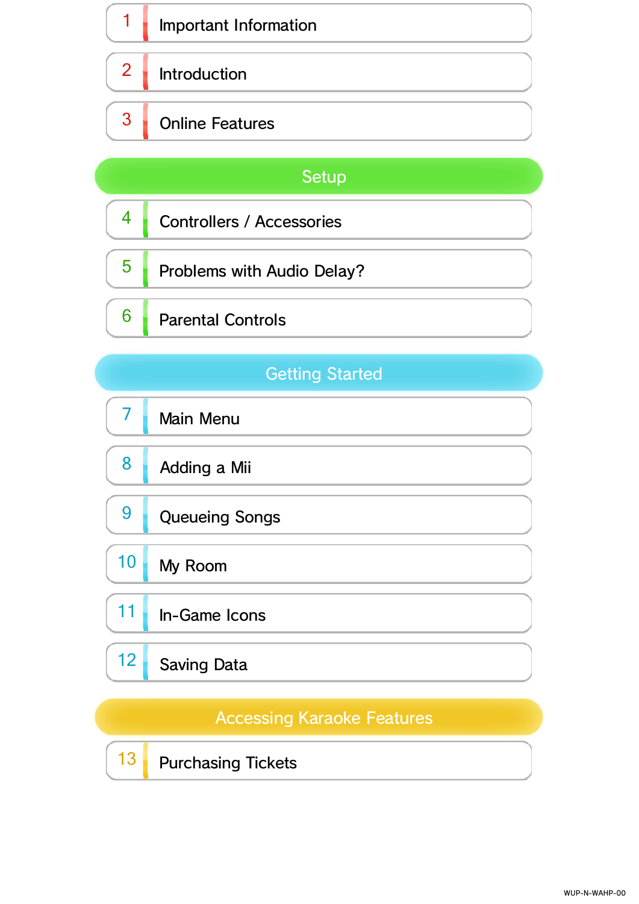1 Important Information

2 Introduction

3 Online Features

## Setup

4 Controllers / Accessories

5 Problems with Audio Delay?

6 Parental Controls

## Getting Started

7 Main Menu

8 Adding a Mii

9 Queueing Songs

10 My Room

11 In-Game Icons

12 Saving Data

## Accessing Karaoke Features

13 Purchasing Tickets

WUP-N-WAHP-00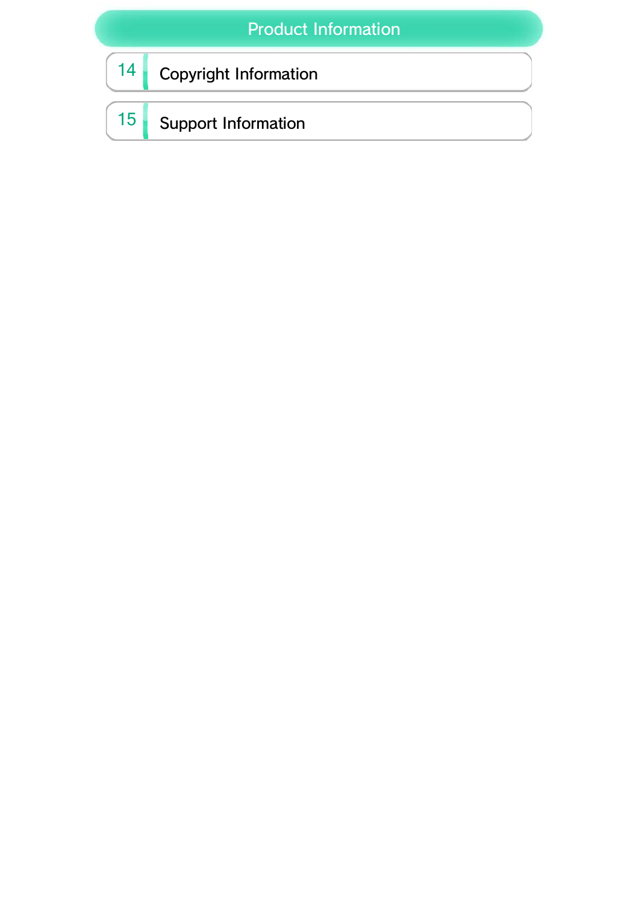## Product Information

14 Copyright Information

15 Support Information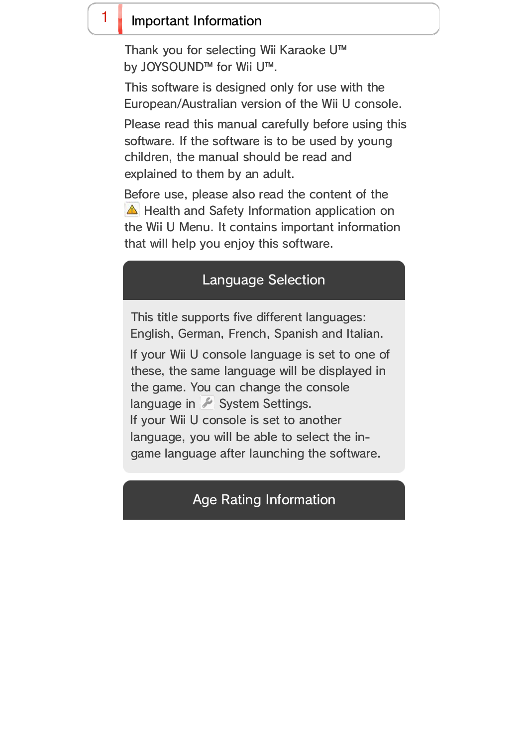# 1 Important Information

Thank you for selecting Wii Karaoke U™ by JOYSOUND™ for Wii U™.

This software is designed only for use with the European/Australian version of the Wii U console.

Please read this manual carefully before using this software. If the software is to be used by young children, the manual should be read and explained to them by an adult.

Before use, please also read the content of the Health and Safety Information application on the Wii U Menu. It contains important information that will help you enjoy this software.

## Language Selection

This title supports five different languages: English, German, French, Spanish and Italian.

If your Wii U console language is set to one of these, the same language will be displayed in the game. You can change the console language in System Settings.
If your Wii U console is set to another language, you will be able to select the in-game language after launching the software.

## Age Rating Information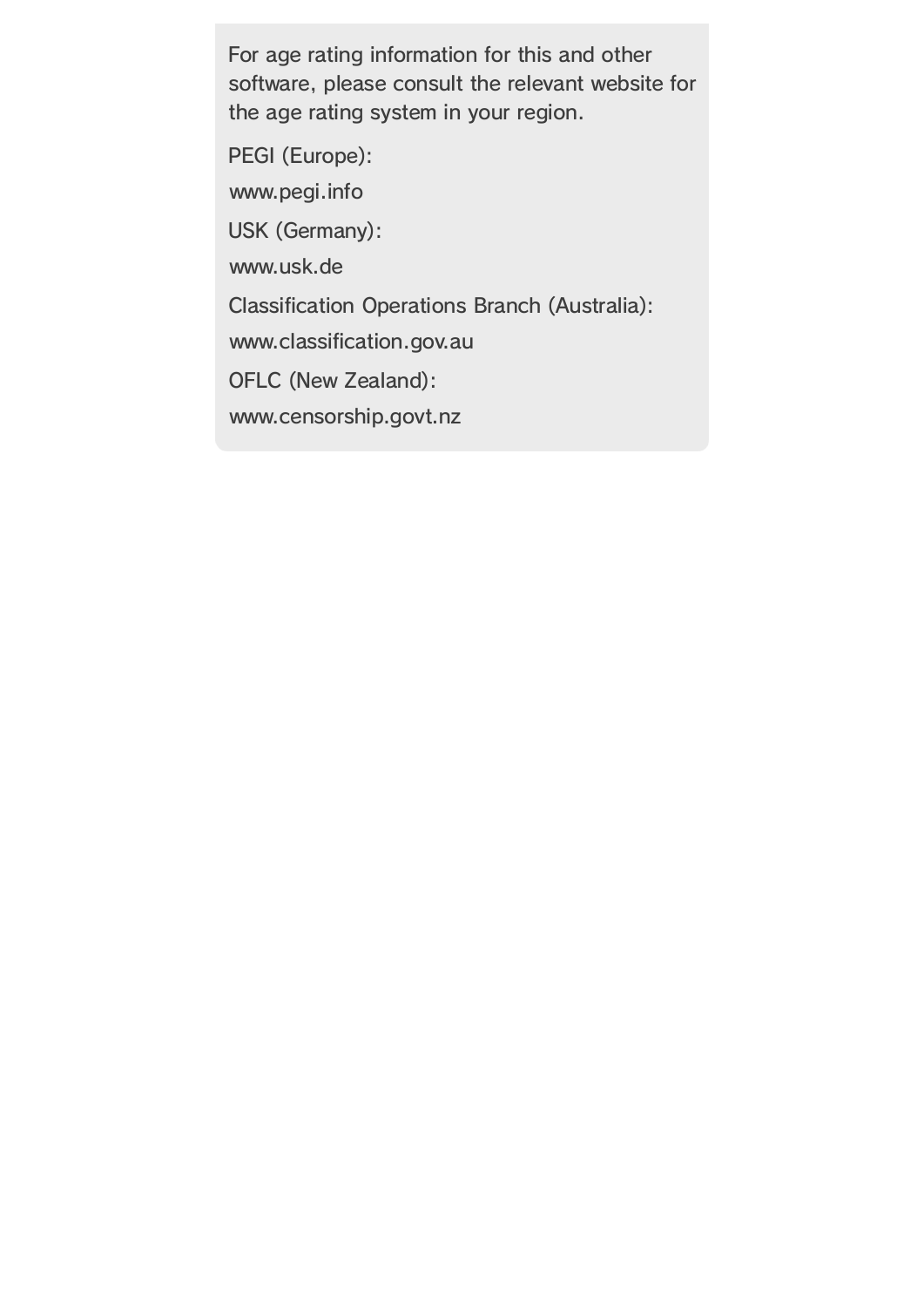For age rating information for this and other software, please consult the relevant website for the age rating system in your region.

PEGI (Europe):

www.pegi.info

USK (Germany):

www.usk.de

Classification Operations Branch (Australia):

www.classification.gov.au

OFLC (New Zealand):

www.censorship.govt.nz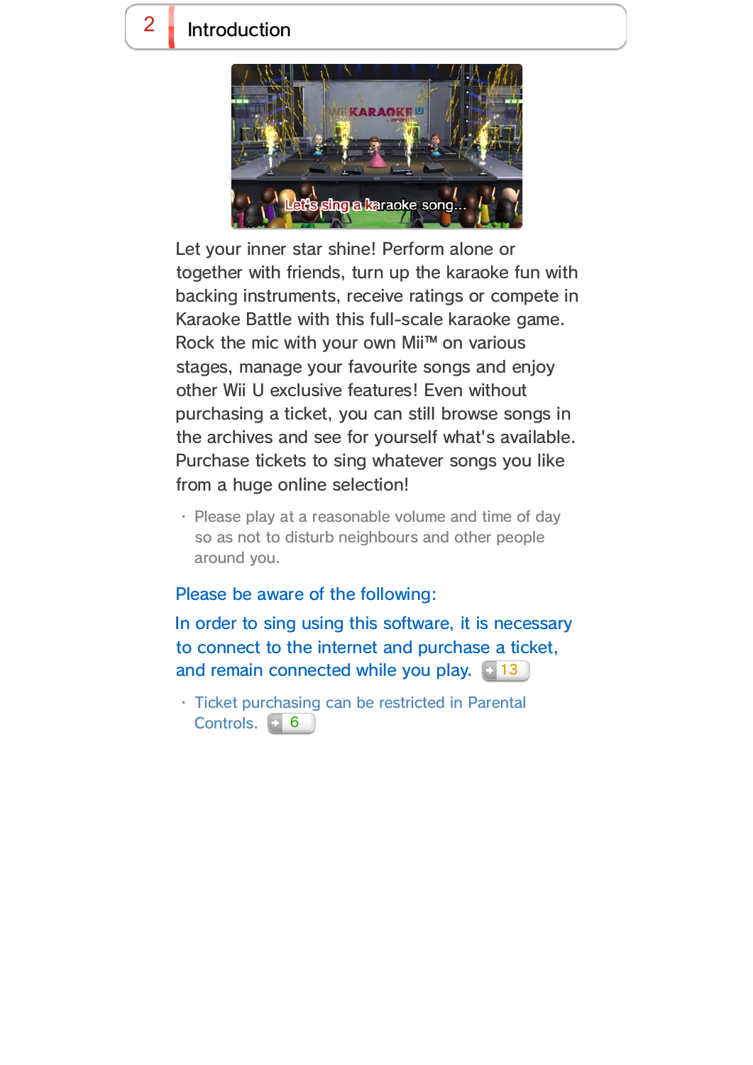# 2 Introduction

Let your inner star shine! Perform alone or together with friends, turn up the karaoke fun with backing instruments, receive ratings or compete in Karaoke Battle with this full-scale karaoke game. Rock the mic with your own Mii™ on various stages, manage your favourite songs and enjoy other Wii U exclusive features! Even without purchasing a ticket, you can still browse songs in the archives and see for yourself what's available. Purchase tickets to sing whatever songs you like from a huge online selection!

- Please play at a reasonable volume and time of day so as not to disturb neighbours and other people around you.

Please be aware of the following:

In order to sing using this software, it is necessary to connect to the internet and purchase a ticket, and remain connected while you play. 13

- Ticket purchasing can be restricted in Parental Controls. 6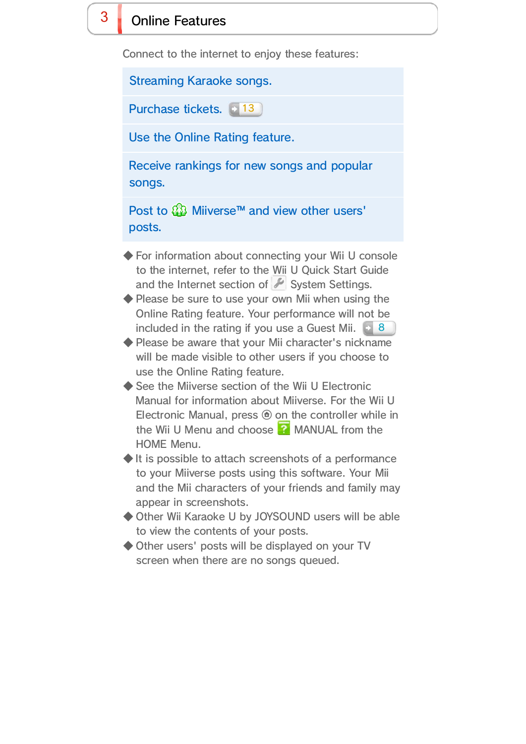# 3 Online Features

Connect to the internet to enjoy these features:

- Streaming Karaoke songs.
- Purchase tickets. 13
- Use the Online Rating feature.
- Receive rankings for new songs and popular songs.
- Post to Miiverse™ and view other users' posts.

◆ For information about connecting your Wii U console to the internet, refer to the Wii U Quick Start Guide and the Internet section of System Settings.

◆ Please be sure to use your own Mii when using the Online Rating feature. Your performance will not be included in the rating if you use a Guest Mii. 8

◆ Please be aware that your Mii character's nickname will be made visible to other users if you choose to use the Online Rating feature.

◆ See the Miiverse section of the Wii U Electronic Manual for information about Miiverse. For the Wii U Electronic Manual, press ⓗ on the controller while in the Wii U Menu and choose MANUAL from the HOME Menu.

◆ It is possible to attach screenshots of a performance to your Miiverse posts using this software. Your Mii and the Mii characters of your friends and family may appear in screenshots.

◆ Other Wii Karaoke U by JOYSOUND users will be able to view the contents of your posts.

◆ Other users' posts will be displayed on your TV screen when there are no songs queued.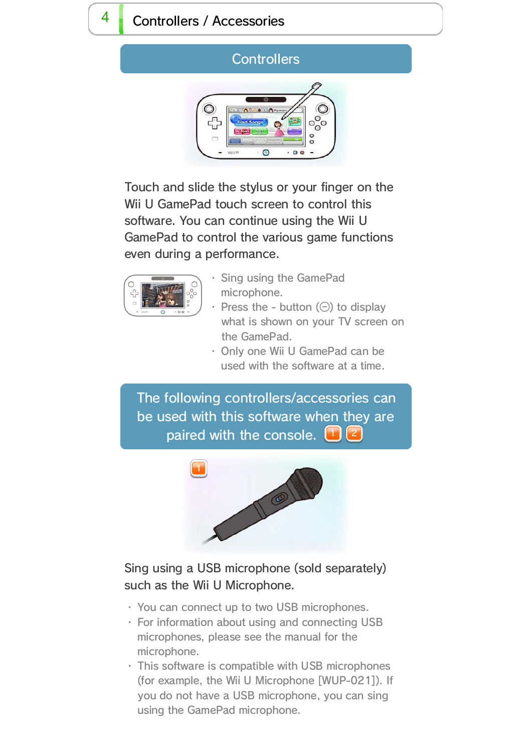# 4 Controllers / Accessories

## Controllers

Touch and slide the stylus or your finger on the Wii U GamePad touch screen to control this software. You can continue using the Wii U GamePad to control the various game functions even during a performance.

- Sing using the GamePad microphone.
- Press the - button (⊖) to display what is shown on your TV screen on the GamePad.
- Only one Wii U GamePad can be used with the software at a time.

## The following controllers/accessories can be used with this software when they are paired with the console. 1 2

1

Sing using a USB microphone (sold separately) such as the Wii U Microphone.

- You can connect up to two USB microphones.
- For information about using and connecting USB microphones, please see the manual for the microphone.
- This software is compatible with USB microphones (for example, the Wii U Microphone [WUP-021]). If you do not have a USB microphone, you can sing using the GamePad microphone.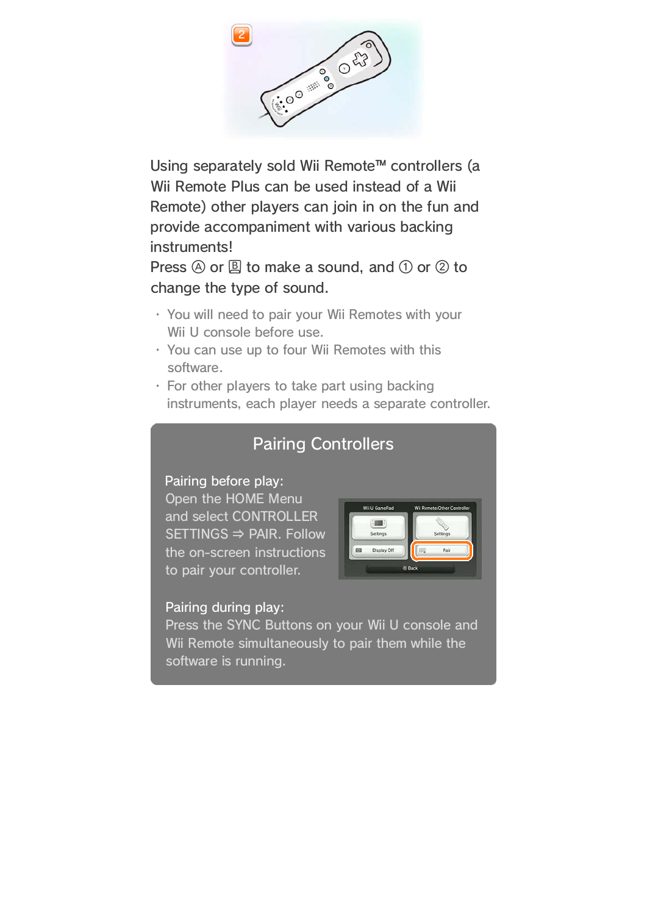Using separately sold Wii Remote™ controllers (a Wii Remote Plus can be used instead of a Wii Remote) other players can join in on the fun and provide accompaniment with various backing instruments!
Press Ⓐ or 🄱 to make a sound, and ① or ② to change the type of sound.

- You will need to pair your Wii Remotes with your Wii U console before use.
- You can use up to four Wii Remotes with this software.
- For other players to take part using backing instruments, each player needs a separate controller.

## Pairing Controllers

Pairing before play:
Open the HOME Menu and select CONTROLLER SETTINGS ⇒ PAIR. Follow the on-screen instructions to pair your controller.

Pairing during play:
Press the SYNC Buttons on your Wii U console and Wii Remote simultaneously to pair them while the software is running.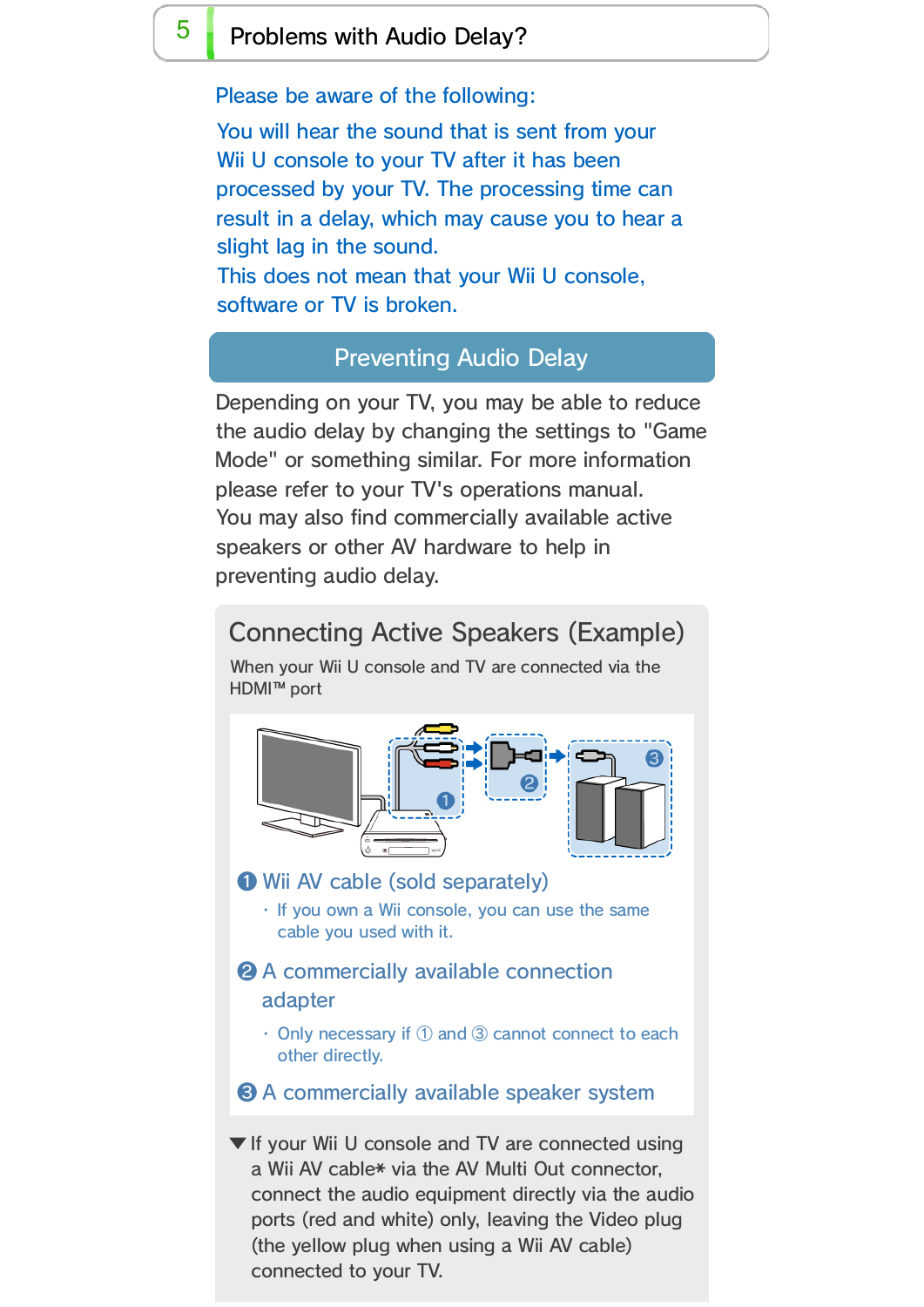## 5 Problems with Audio Delay?

Please be aware of the following:

You will hear the sound that is sent from your Wii U console to your TV after it has been processed by your TV. The processing time can result in a delay, which may cause you to hear a slight lag in the sound.
This does not mean that your Wii U console, software or TV is broken.

### Preventing Audio Delay

Depending on your TV, you may be able to reduce the audio delay by changing the settings to "Game Mode" or something similar. For more information please refer to your TV's operations manual.
You may also find commercially available active speakers or other AV hardware to help in preventing audio delay.

#### Connecting Active Speakers (Example)

When your Wii U console and TV are connected via the HDMI™ port

❶ Wii AV cable (sold separately)

- If you own a Wii console, you can use the same cable you used with it.

❷ A commercially available connection adapter

- Only necessary if ① and ③ cannot connect to each other directly.

❸ A commercially available speaker system

▼ If your Wii U console and TV are connected using a Wii AV cable* via the AV Multi Out connector, connect the audio equipment directly via the audio ports (red and white) only, leaving the Video plug (the yellow plug when using a Wii AV cable) connected to your TV.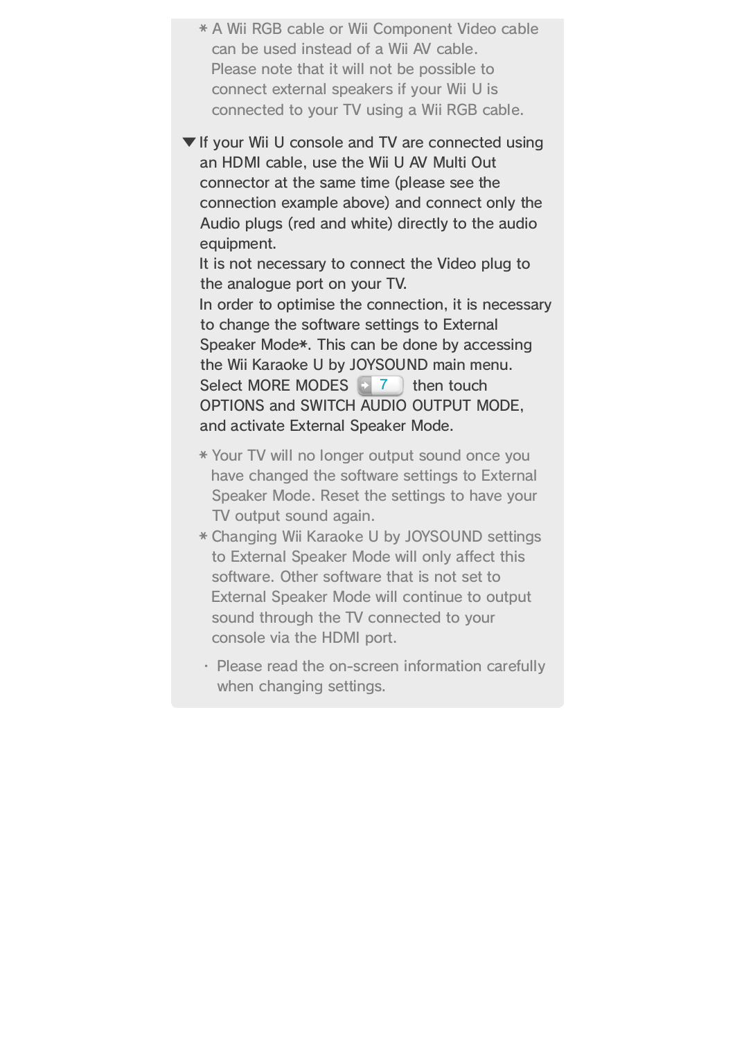* A Wii RGB cable or Wii Component Video cable can be used instead of a Wii AV cable. Please note that it will not be possible to connect external speakers if your Wii U is connected to your TV using a Wii RGB cable.

▼ If your Wii U console and TV are connected using an HDMI cable, use the Wii U AV Multi Out connector at the same time (please see the connection example above) and connect only the Audio plugs (red and white) directly to the audio equipment.
It is not necessary to connect the Video plug to the analogue port on your TV.
In order to optimise the connection, it is necessary to change the software settings to External Speaker Mode*. This can be done by accessing the Wii Karaoke U by JOYSOUND main menu. Select MORE MODES 7 then touch OPTIONS and SWITCH AUDIO OUTPUT MODE, and activate External Speaker Mode.

* Your TV will no longer output sound once you have changed the software settings to External Speaker Mode. Reset the settings to have your TV output sound again.
* Changing Wii Karaoke U by JOYSOUND settings to External Speaker Mode will only affect this software. Other software that is not set to External Speaker Mode will continue to output sound through the TV connected to your console via the HDMI port.

- Please read the on-screen information carefully when changing settings.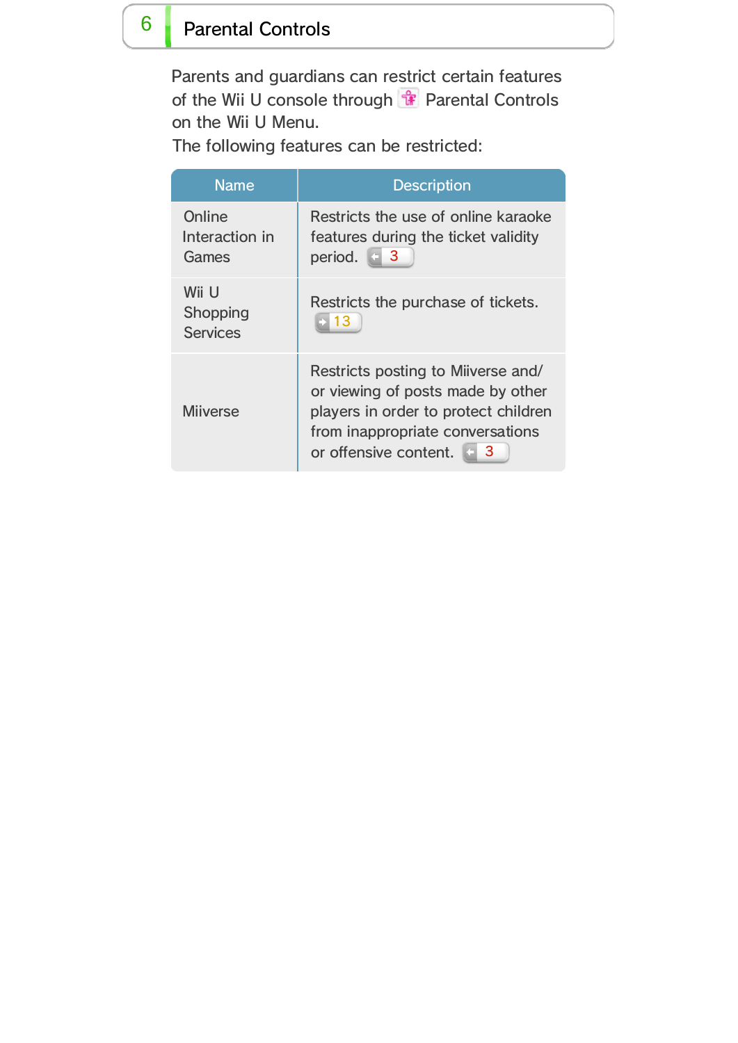# 6 Parental Controls

Parents and guardians can restrict certain features of the Wii U console through Parental Controls on the Wii U Menu.

The following features can be restricted:

| Name | Description |
| --- | --- |
| Online Interaction in Games | Restricts the use of online karaoke features during the ticket validity period. 3 |
| Wii U Shopping Services | Restricts the purchase of tickets. 13 |
| Miiverse | Restricts posting to Miiverse and/ or viewing of posts made by other players in order to protect children from inappropriate conversations or offensive content. 3 |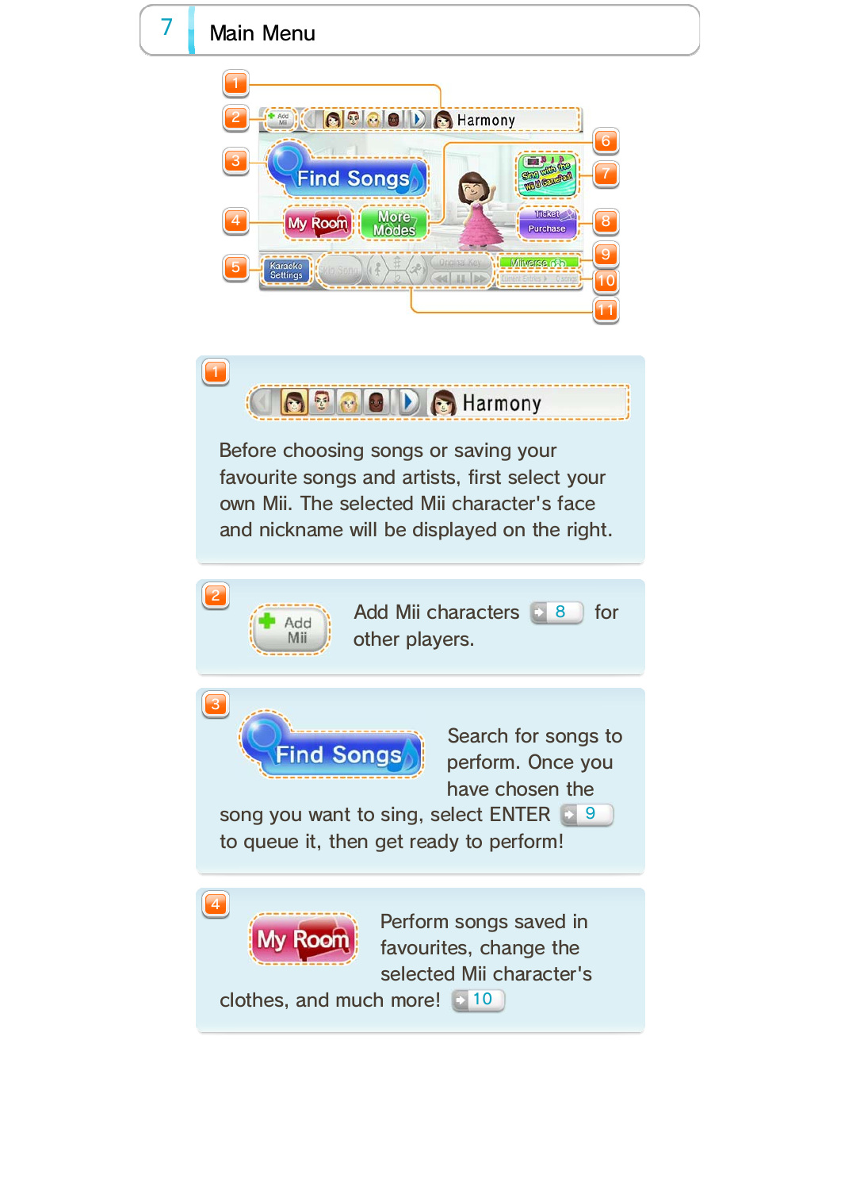## 7 Main Menu

1

Before choosing songs or saving your favourite songs and artists, first select your own Mii. The selected Mii character's face and nickname will be displayed on the right.

2

Add Mii characters (8) for other players.

3

Search for songs to perform. Once you have chosen the song you want to sing, select ENTER (9) to queue it, then get ready to perform!

4

Perform songs saved in favourites, change the selected Mii character's clothes, and much more! (10)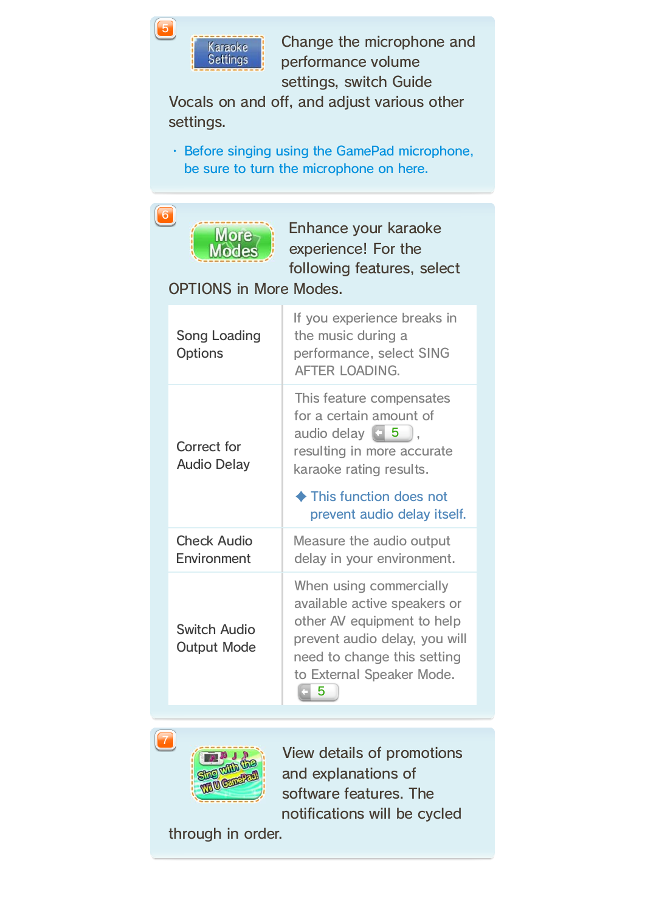5

Karaoke Settings

Change the microphone and performance volume settings, switch Guide Vocals on and off, and adjust various other settings.

- Before singing using the GamePad microphone, be sure to turn the microphone on here.

6

More Modes

Enhance your karaoke experience! For the following features, select OPTIONS in More Modes.

| | |
|---|---|
| Song Loading Options | If you experience breaks in the music during a performance, select SING AFTER LOADING. |
| Correct for Audio Delay | This feature compensates for a certain amount of audio delay 5, resulting in more accurate karaoke rating results. ◆ This function does not prevent audio delay itself. |
| Check Audio Environment | Measure the audio output delay in your environment. |
| Switch Audio Output Mode | When using commercially available active speakers or other AV equipment to help prevent audio delay, you will need to change this setting to External Speaker Mode. 5 |

7

Sing with the Wii U GamePad!

View details of promotions and explanations of software features. The notifications will be cycled through in order.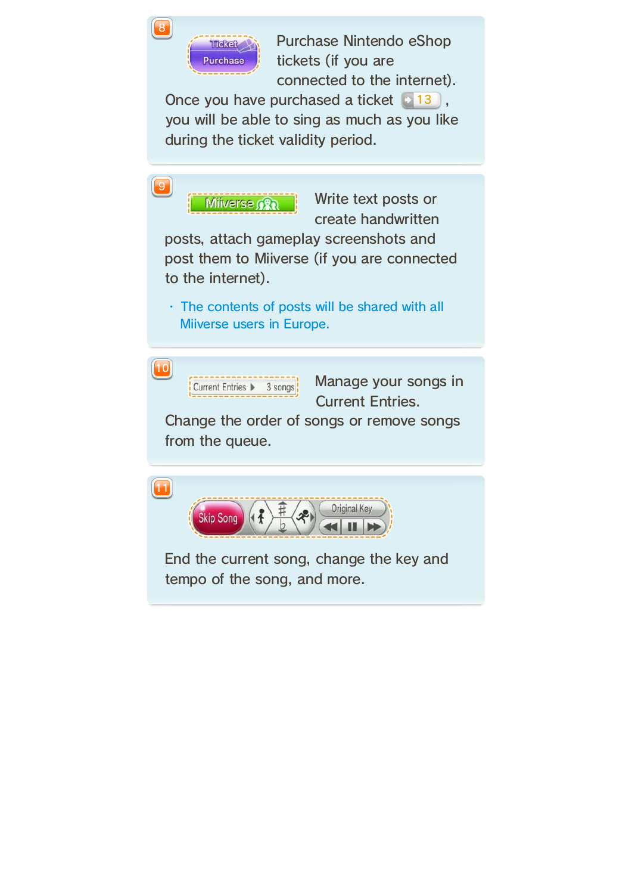**8**

Ticket Purchase

Purchase Nintendo eShop tickets (if you are connected to the internet). Once you have purchased a ticket 13 , you will be able to sing as much as you like during the ticket validity period.

**9**

Miiverse

Write text posts or create handwritten posts, attach gameplay screenshots and post them to Miiverse (if you are connected to the internet).

- The contents of posts will be shared with all Miiverse users in Europe.

**10**

Current Entries 3 songs

Manage your songs in Current Entries. Change the order of songs or remove songs from the queue.

**11**

Skip Song Original Key

End the current song, change the key and tempo of the song, and more.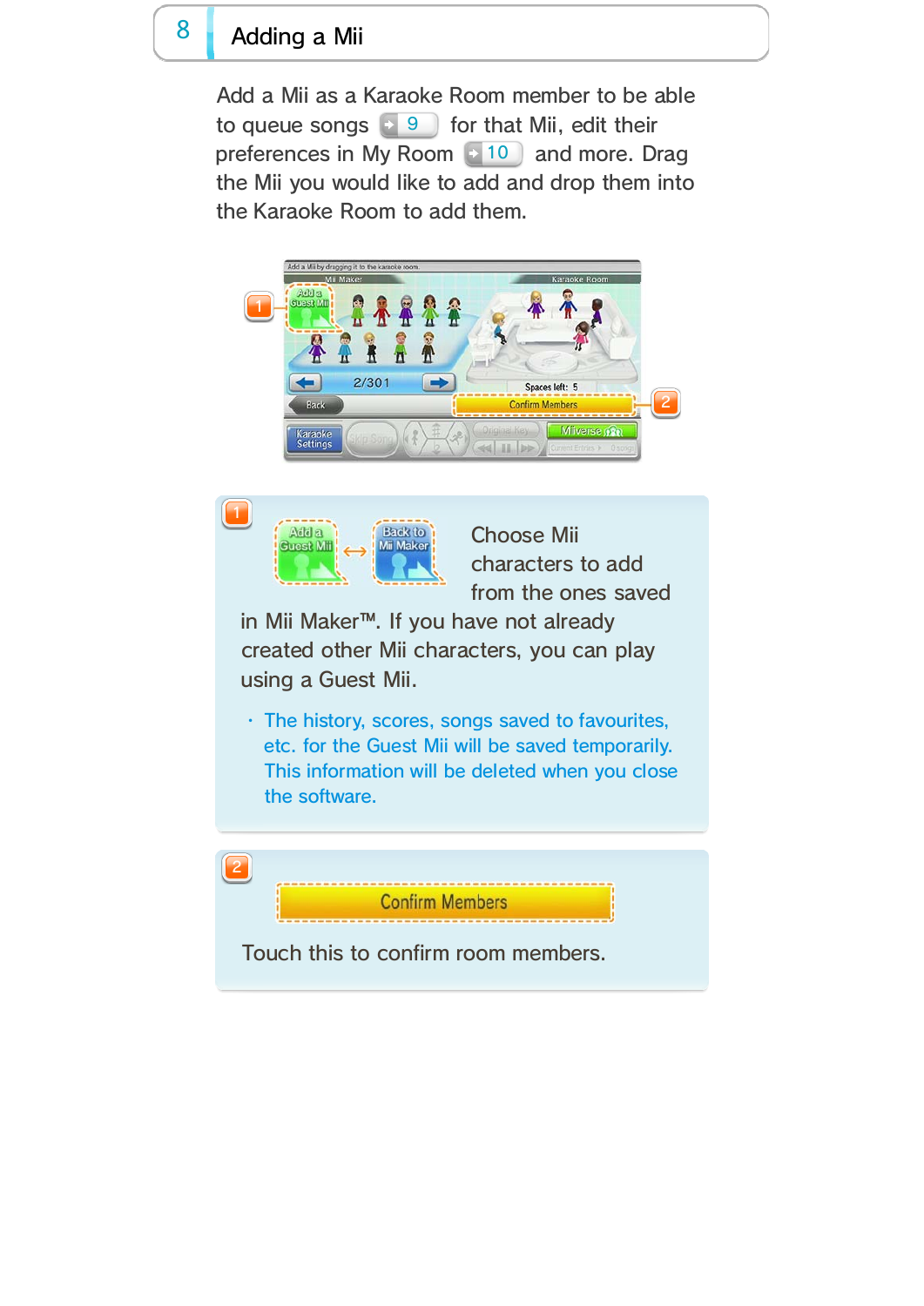# 8 Adding a Mii

Add a Mii as a Karaoke Room member to be able to queue songs (→ 9) for that Mii, edit their preferences in My Room (→ 10) and more. Drag the Mii you would like to add and drop them into the Karaoke Room to add them.

**1** Add a Guest Mii ↔ Back to Mii Maker

Choose Mii characters to add from the ones saved in Mii Maker™. If you have not already created other Mii characters, you can play using a Guest Mii.

- The history, scores, songs saved to favourites, etc. for the Guest Mii will be saved temporarily. This information will be deleted when you close the software.

**2** Confirm Members

Touch this to confirm room members.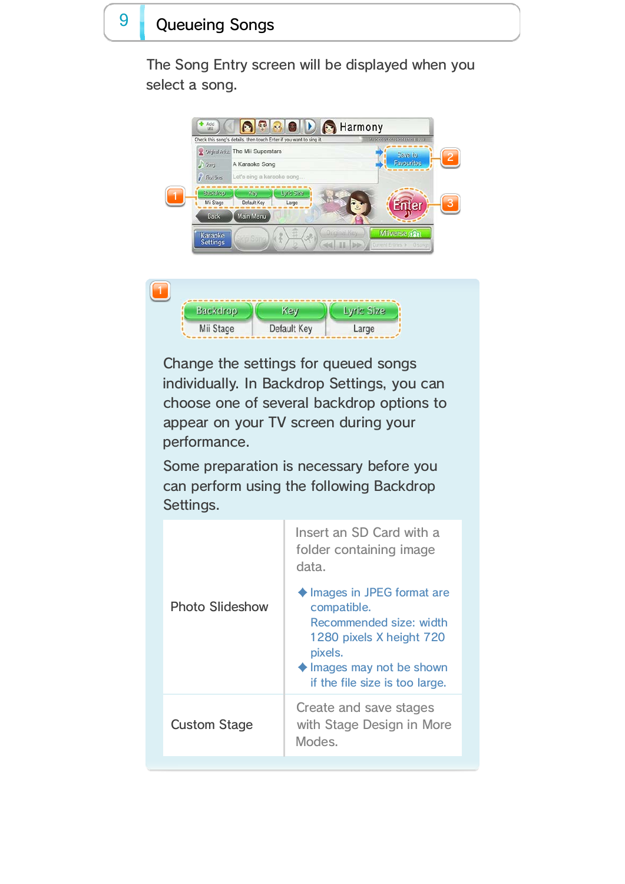# 9 Queueing Songs

The Song Entry screen will be displayed when you select a song.

## 1

Backdrop | Key | Lyric Size
Mii Stage | Default Key | Large

Change the settings for queued songs individually. In Backdrop Settings, you can choose one of several backdrop options to appear on your TV screen during your performance.

Some preparation is necessary before you can perform using the following Backdrop Settings.

| | |
|---|---|
| Photo Slideshow | Insert an SD Card with a folder containing image data.<br>◆ Images in JPEG format are compatible. Recommended size: width 1280 pixels X height 720 pixels.<br>◆ Images may not be shown if the file size is too large. |
| Custom Stage | Create and save stages with Stage Design in More Modes. |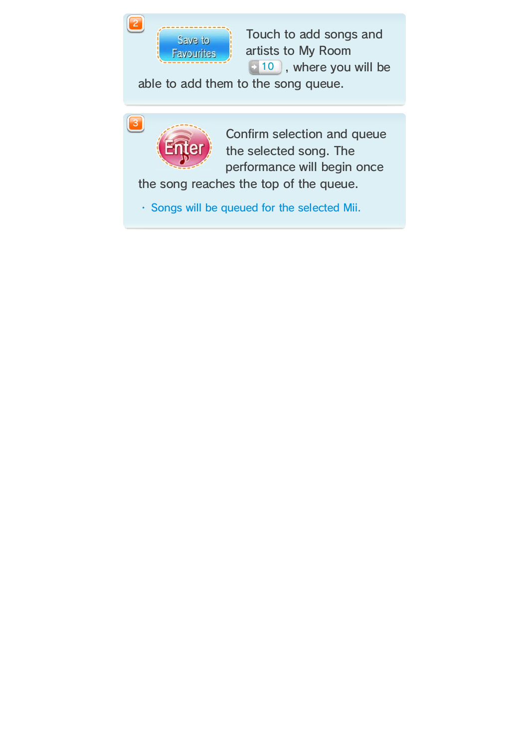2 Save to Favourites

Touch to add songs and artists to My Room (10), where you will be able to add them to the song queue.

3 Enter

Confirm selection and queue the selected song. The performance will begin once the song reaches the top of the queue.

- Songs will be queued for the selected Mii.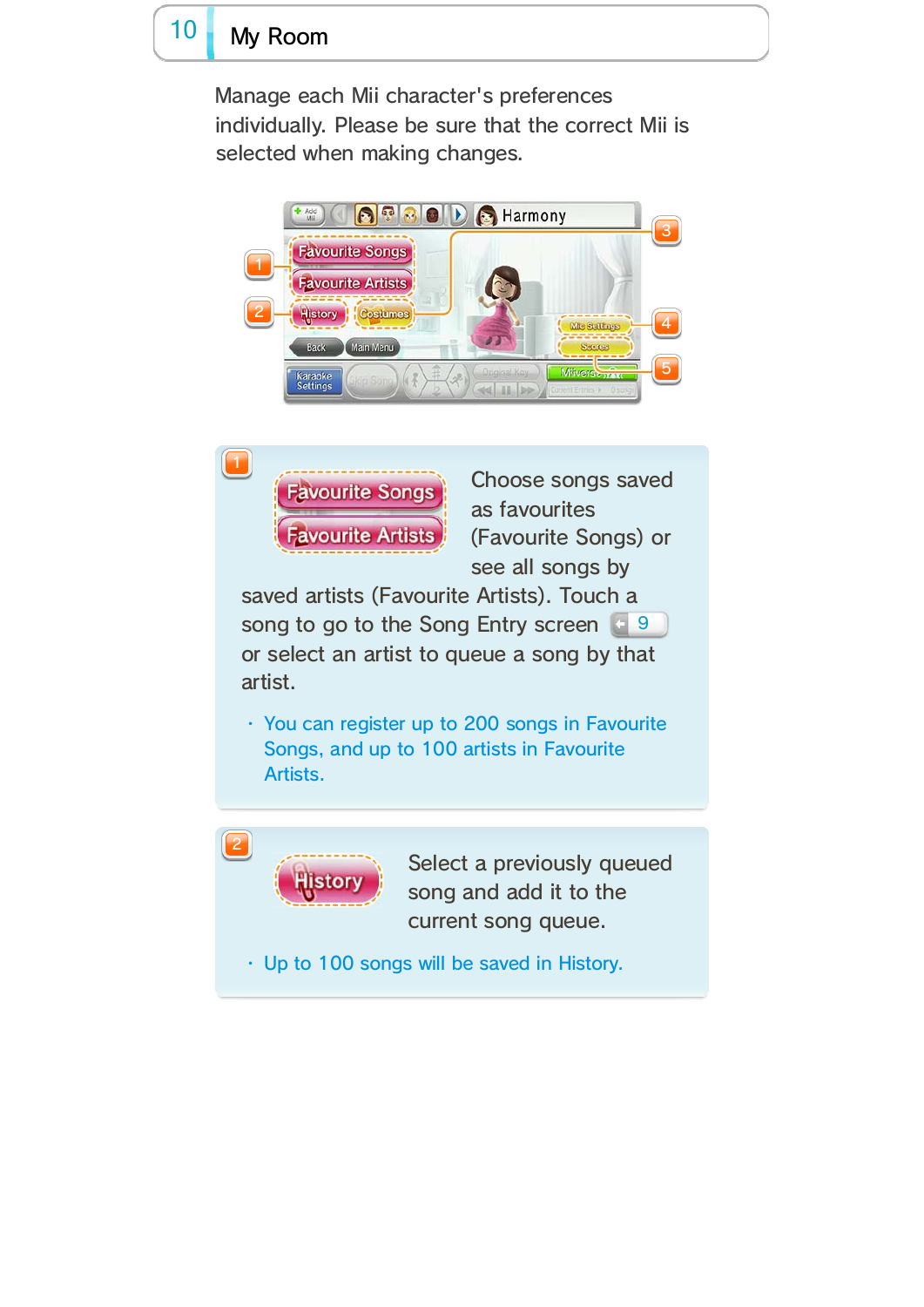# 10 My Room

Manage each Mii character's preferences individually. Please be sure that the correct Mii is selected when making changes.

### 1 Favourite Songs / Favourite Artists

Choose songs saved as favourites (Favourite Songs) or see all songs by saved artists (Favourite Artists). Touch a song to go to the Song Entry screen 9 or select an artist to queue a song by that artist.

- You can register up to 200 songs in Favourite Songs, and up to 100 artists in Favourite Artists.

### 2 History

Select a previously queued song and add it to the current song queue.

- Up to 100 songs will be saved in History.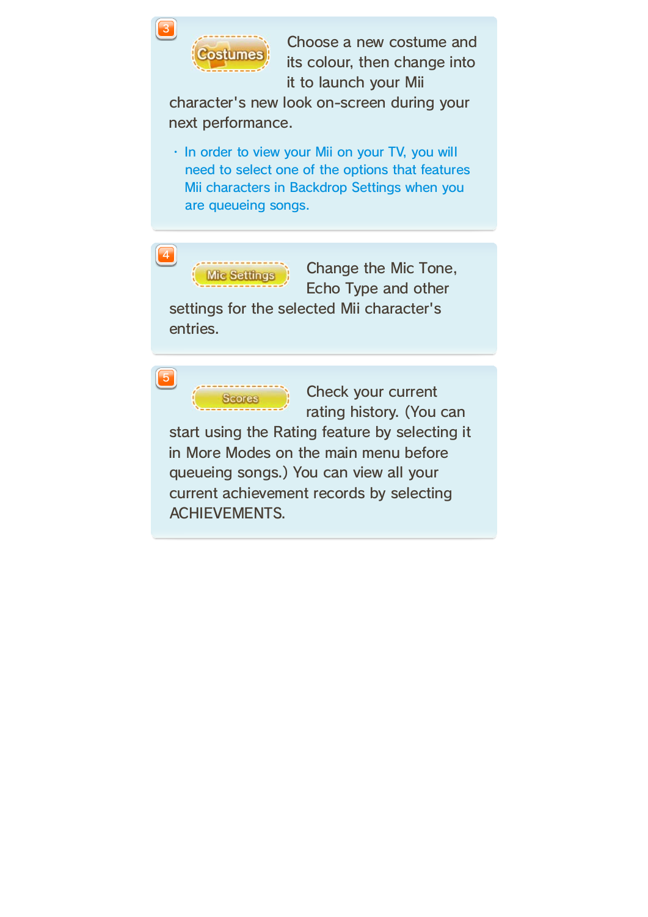3

**Costumes** Choose a new costume and its colour, then change into it to launch your Mii character's new look on-screen during your next performance.

- In order to view your Mii on your TV, you will need to select one of the options that features Mii characters in Backdrop Settings when you are queueing songs.

4

**Mic Settings** Change the Mic Tone, Echo Type and other settings for the selected Mii character's entries.

5

**Scores** Check your current rating history. (You can start using the Rating feature by selecting it in More Modes on the main menu before queueing songs.) You can view all your current achievement records by selecting ACHIEVEMENTS.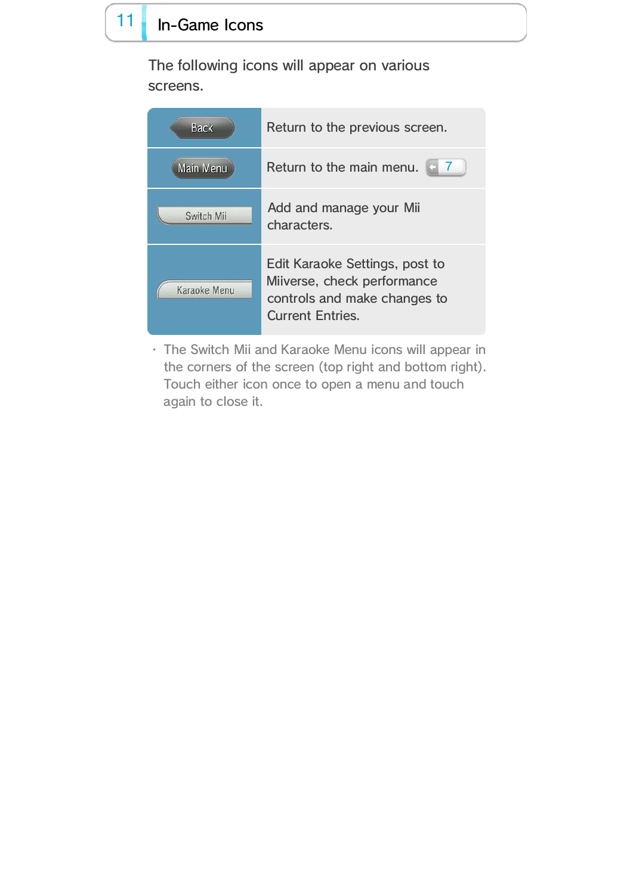## 11 In-Game Icons

The following icons will appear on various screens.

| Icon | Description |
|---|---|
| Back | Return to the previous screen. |
| Main Menu | Return to the main menu. 7 |
| Switch Mii | Add and manage your Mii characters. |
| Karaoke Menu | Edit Karaoke Settings, post to Miiverse, check performance controls and make changes to Current Entries. |

- The Switch Mii and Karaoke Menu icons will appear in the corners of the screen (top right and bottom right). Touch either icon once to open a menu and touch again to close it.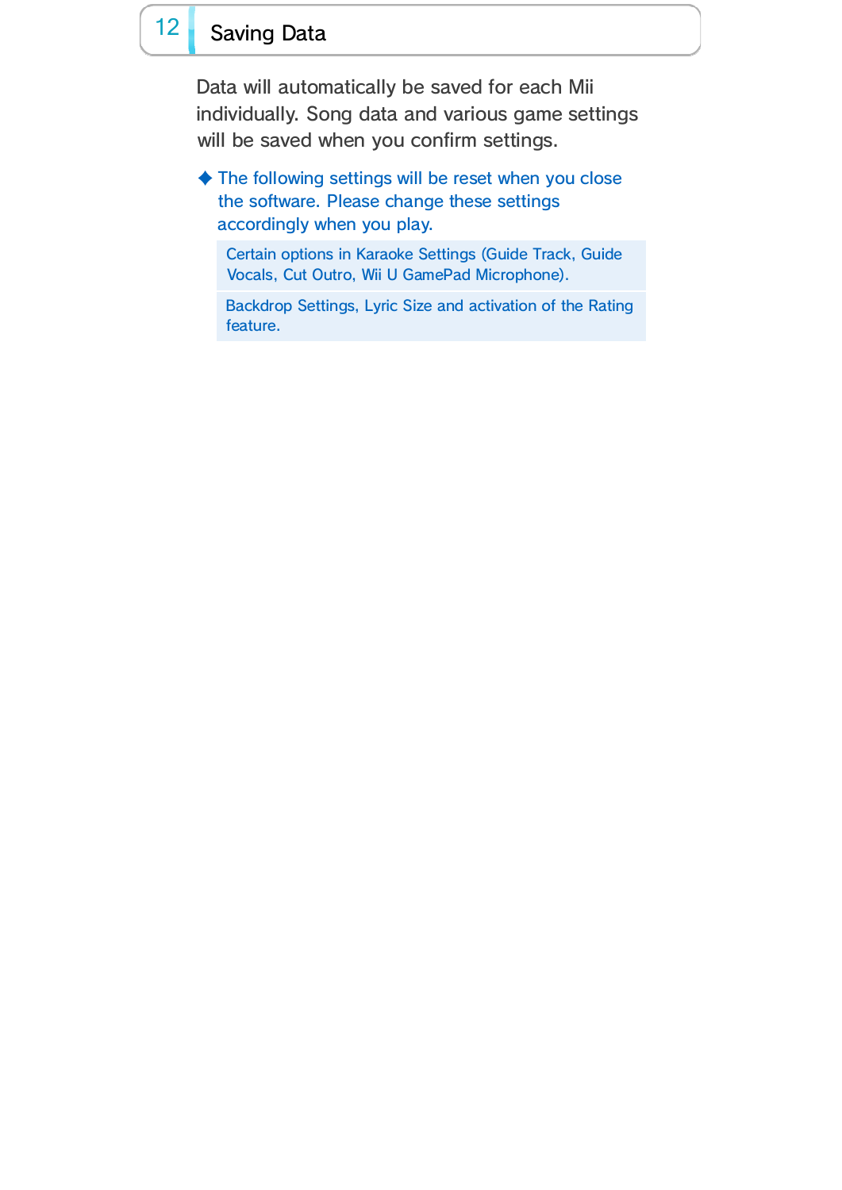## 12 Saving Data

Data will automatically be saved for each Mii individually. Song data and various game settings will be saved when you confirm settings.

◆ The following settings will be reset when you close the software. Please change these settings accordingly when you play.

| Certain options in Karaoke Settings (Guide Track, Guide Vocals, Cut Outro, Wii U GamePad Microphone). |
|---|
| Backdrop Settings, Lyric Size and activation of the Rating feature. |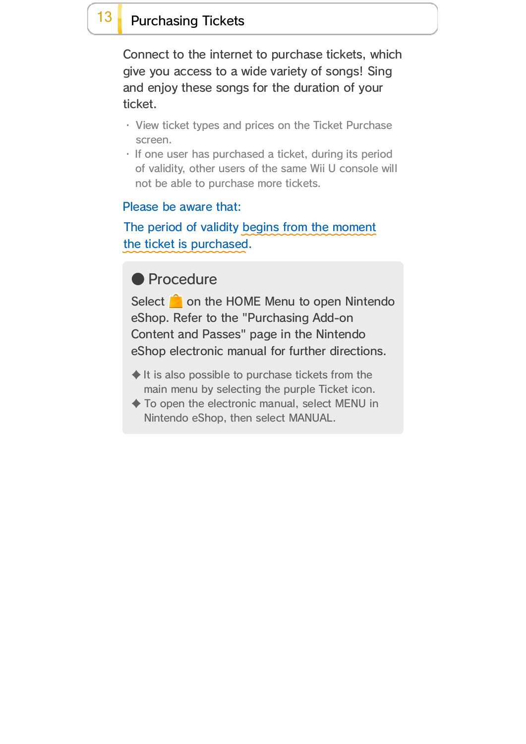## 13 Purchasing Tickets

Connect to the internet to purchase tickets, which give you access to a wide variety of songs! Sing and enjoy these songs for the duration of your ticket.

- View ticket types and prices on the Ticket Purchase screen.
- If one user has purchased a ticket, during its period of validity, other users of the same Wii U console will not be able to purchase more tickets.

Please be aware that:

The period of validity begins from the moment the ticket is purchased.

### ● Procedure

Select  on the HOME Menu to open Nintendo eShop. Refer to the "Purchasing Add-on Content and Passes" page in the Nintendo eShop electronic manual for further directions.

◆ It is also possible to purchase tickets from the main menu by selecting the purple Ticket icon.
◆ To open the electronic manual, select MENU in Nintendo eShop, then select MANUAL.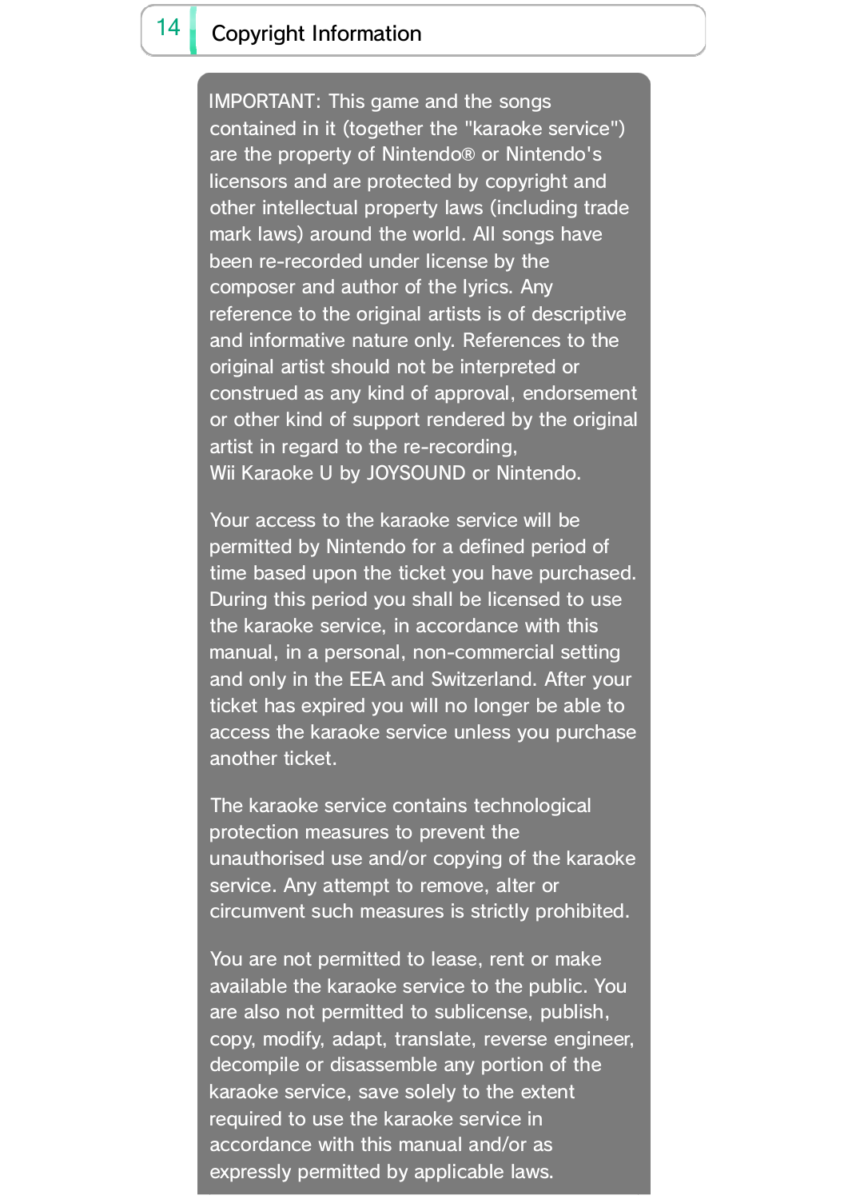# 14 Copyright Information

IMPORTANT: This game and the songs contained in it (together the "karaoke service") are the property of Nintendo® or Nintendo's licensors and are protected by copyright and other intellectual property laws (including trade mark laws) around the world. All songs have been re-recorded under license by the composer and author of the lyrics. Any reference to the original artists is of descriptive and informative nature only. References to the original artist should not be interpreted or construed as any kind of approval, endorsement or other kind of support rendered by the original artist in regard to the re-recording, Wii Karaoke U by JOYSOUND or Nintendo.

Your access to the karaoke service will be permitted by Nintendo for a defined period of time based upon the ticket you have purchased. During this period you shall be licensed to use the karaoke service, in accordance with this manual, in a personal, non-commercial setting and only in the EEA and Switzerland. After your ticket has expired you will no longer be able to access the karaoke service unless you purchase another ticket.

The karaoke service contains technological protection measures to prevent the unauthorised use and/or copying of the karaoke service. Any attempt to remove, alter or circumvent such measures is strictly prohibited.

You are not permitted to lease, rent or make available the karaoke service to the public. You are also not permitted to sublicense, publish, copy, modify, adapt, translate, reverse engineer, decompile or disassemble any portion of the karaoke service, save solely to the extent required to use the karaoke service in accordance with this manual and/or as expressly permitted by applicable laws.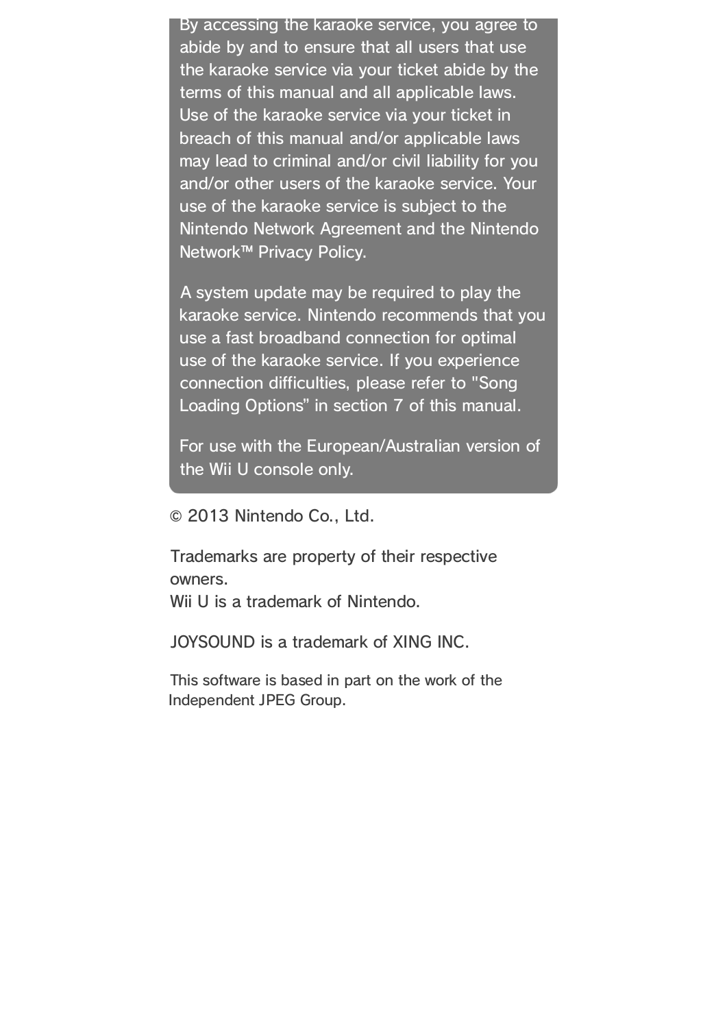By accessing the karaoke service, you agree to abide by and to ensure that all users that use the karaoke service via your ticket abide by the terms of this manual and all applicable laws. Use of the karaoke service via your ticket in breach of this manual and/or applicable laws may lead to criminal and/or civil liability for you and/or other users of the karaoke service. Your use of the karaoke service is subject to the Nintendo Network Agreement and the Nintendo Network™ Privacy Policy.

A system update may be required to play the karaoke service. Nintendo recommends that you use a fast broadband connection for optimal use of the karaoke service. If you experience connection difficulties, please refer to "Song Loading Options" in section 7 of this manual.

For use with the European/Australian version of the Wii U console only.

© 2013 Nintendo Co., Ltd.

Trademarks are property of their respective owners.
Wii U is a trademark of Nintendo.

JOYSOUND is a trademark of XING INC.

This software is based in part on the work of the Independent JPEG Group.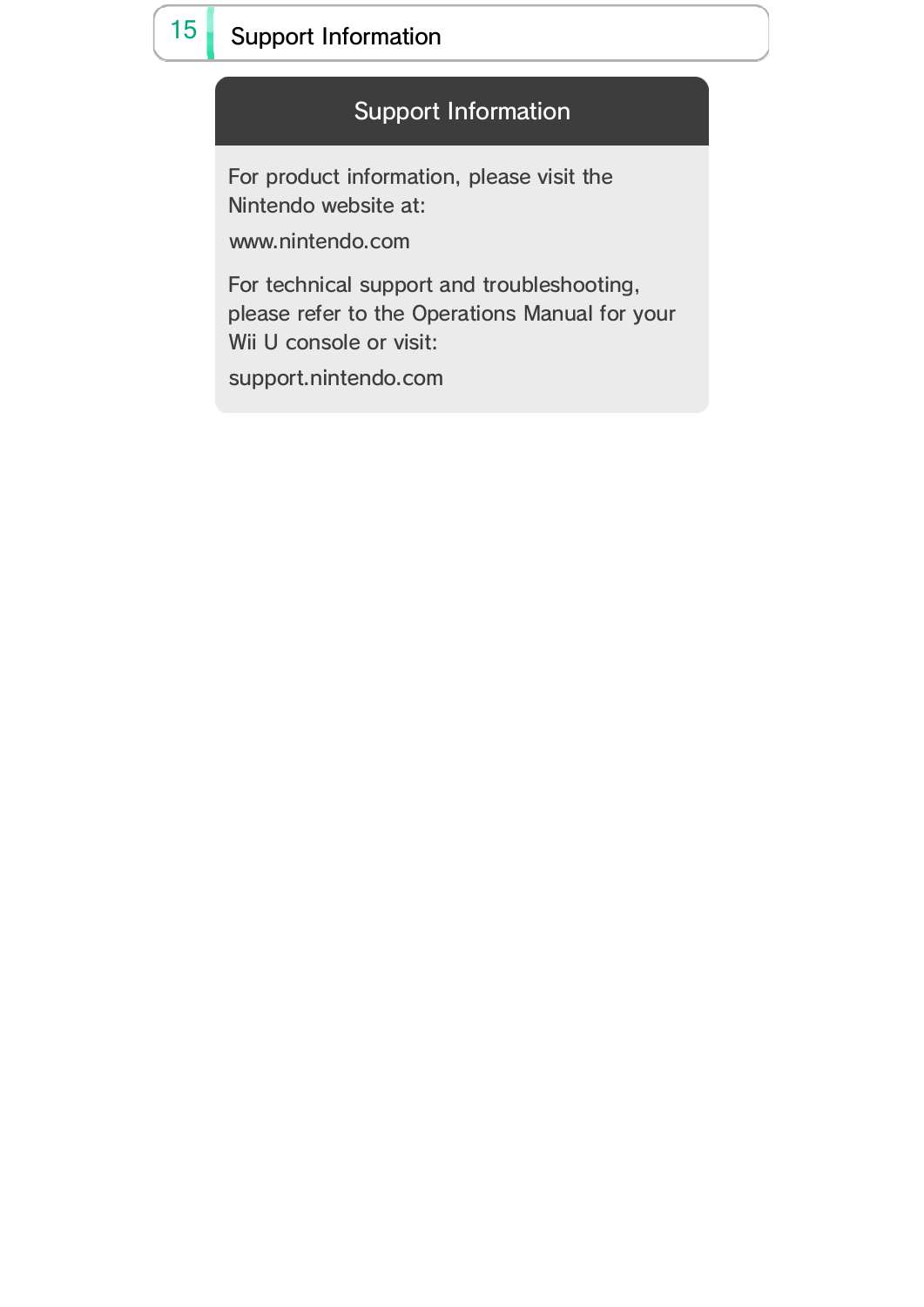# 15 Support Information

## Support Information

For product information, please visit the Nintendo website at:

www.nintendo.com

For technical support and troubleshooting, please refer to the Operations Manual for your Wii U console or visit:

support.nintendo.com